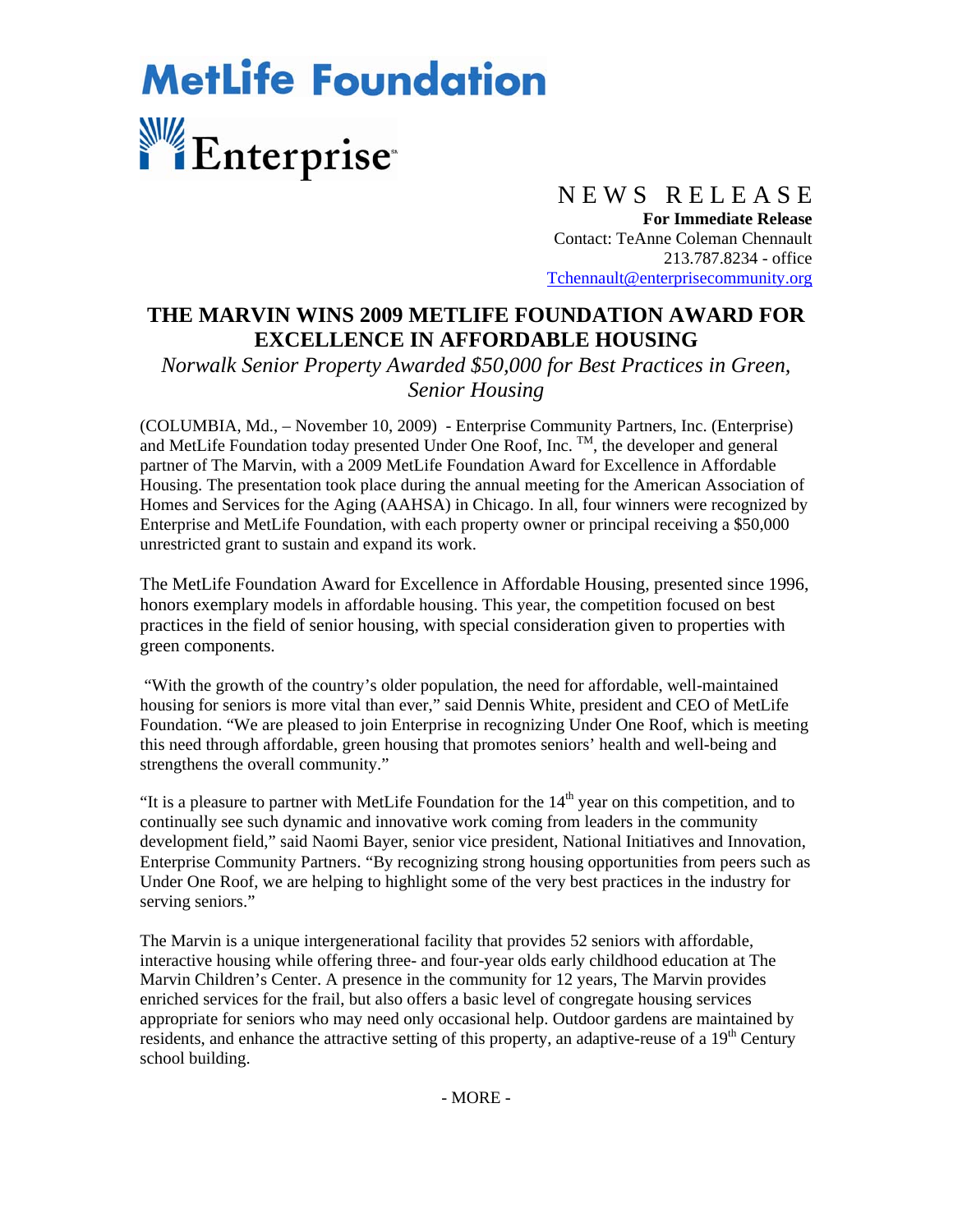MetLife Foundation

Enterprise

NEWS RELEASE

**For Immediate Release**
Contact: TeAnne Coleman Chennault
213.787.8234 - office
Tchennault@enterprisecommunity.org

# THE MARVIN WINS 2009 METLIFE FOUNDATION AWARD FOR EXCELLENCE IN AFFORDABLE HOUSING

*Norwalk Senior Property Awarded $50,000 for Best Practices in Green, Senior Housing*

(COLUMBIA, Md., – November 10, 2009) - Enterprise Community Partners, Inc. (Enterprise) and MetLife Foundation today presented Under One Roof, Inc. ™, the developer and general partner of The Marvin, with a 2009 MetLife Foundation Award for Excellence in Affordable Housing. The presentation took place during the annual meeting for the American Association of Homes and Services for the Aging (AAHSA) in Chicago. In all, four winners were recognized by Enterprise and MetLife Foundation, with each property owner or principal receiving a $50,000 unrestricted grant to sustain and expand its work.

The MetLife Foundation Award for Excellence in Affordable Housing, presented since 1996, honors exemplary models in affordable housing. This year, the competition focused on best practices in the field of senior housing, with special consideration given to properties with green components.

"With the growth of the country's older population, the need for affordable, well-maintained housing for seniors is more vital than ever," said Dennis White, president and CEO of MetLife Foundation. "We are pleased to join Enterprise in recognizing Under One Roof, which is meeting this need through affordable, green housing that promotes seniors' health and well-being and strengthens the overall community."

"It is a pleasure to partner with MetLife Foundation for the 14th year on this competition, and to continually see such dynamic and innovative work coming from leaders in the community development field," said Naomi Bayer, senior vice president, National Initiatives and Innovation, Enterprise Community Partners. "By recognizing strong housing opportunities from peers such as Under One Roof, we are helping to highlight some of the very best practices in the industry for serving seniors."

The Marvin is a unique intergenerational facility that provides 52 seniors with affordable, interactive housing while offering three- and four-year olds early childhood education at The Marvin Children's Center. A presence in the community for 12 years, The Marvin provides enriched services for the frail, but also offers a basic level of congregate housing services appropriate for seniors who may need only occasional help. Outdoor gardens are maintained by residents, and enhance the attractive setting of this property, an adaptive-reuse of a 19th Century school building.

- MORE -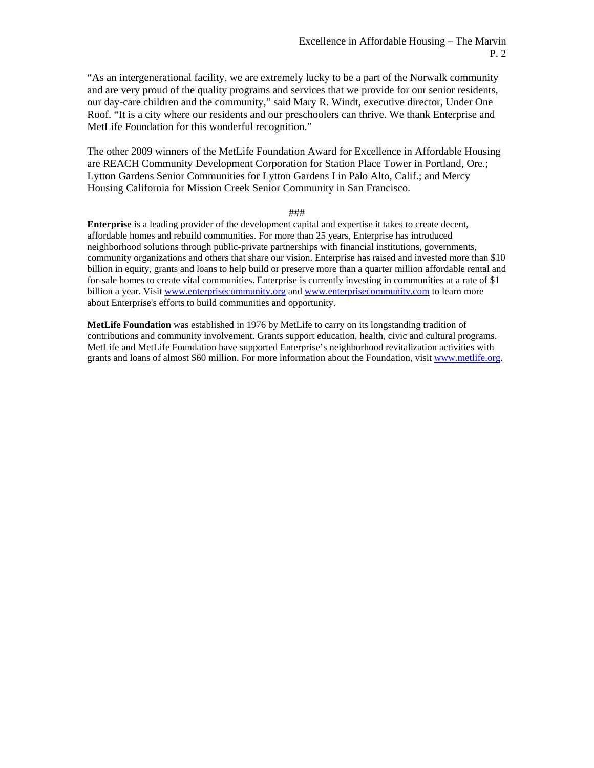"As an intergenerational facility, we are extremely lucky to be a part of the Norwalk community and are very proud of the quality programs and services that we provide for our senior residents, our day-care children and the community," said Mary R. Windt, executive director, Under One Roof. "It is a city where our residents and our preschoolers can thrive. We thank Enterprise and MetLife Foundation for this wonderful recognition."

The other 2009 winners of the MetLife Foundation Award for Excellence in Affordable Housing are REACH Community Development Corporation for Station Place Tower in Portland, Ore.; Lytton Gardens Senior Communities for Lytton Gardens I in Palo Alto, Calif.; and Mercy Housing California for Mission Creek Senior Community in San Francisco.

###

**Enterprise** is a leading provider of the development capital and expertise it takes to create decent, affordable homes and rebuild communities. For more than 25 years, Enterprise has introduced neighborhood solutions through public-private partnerships with financial institutions, governments, community organizations and others that share our vision. Enterprise has raised and invested more than $10 billion in equity, grants and loans to help build or preserve more than a quarter million affordable rental and for-sale homes to create vital communities. Enterprise is currently investing in communities at a rate of $1 billion a year. Visit www.enterprisecommunity.org and www.enterprisecommunity.com to learn more about Enterprise's efforts to build communities and opportunity.

**MetLife Foundation** was established in 1976 by MetLife to carry on its longstanding tradition of contributions and community involvement. Grants support education, health, civic and cultural programs. MetLife and MetLife Foundation have supported Enterprise's neighborhood revitalization activities with grants and loans of almost $60 million. For more information about the Foundation, visit www.metlife.org.